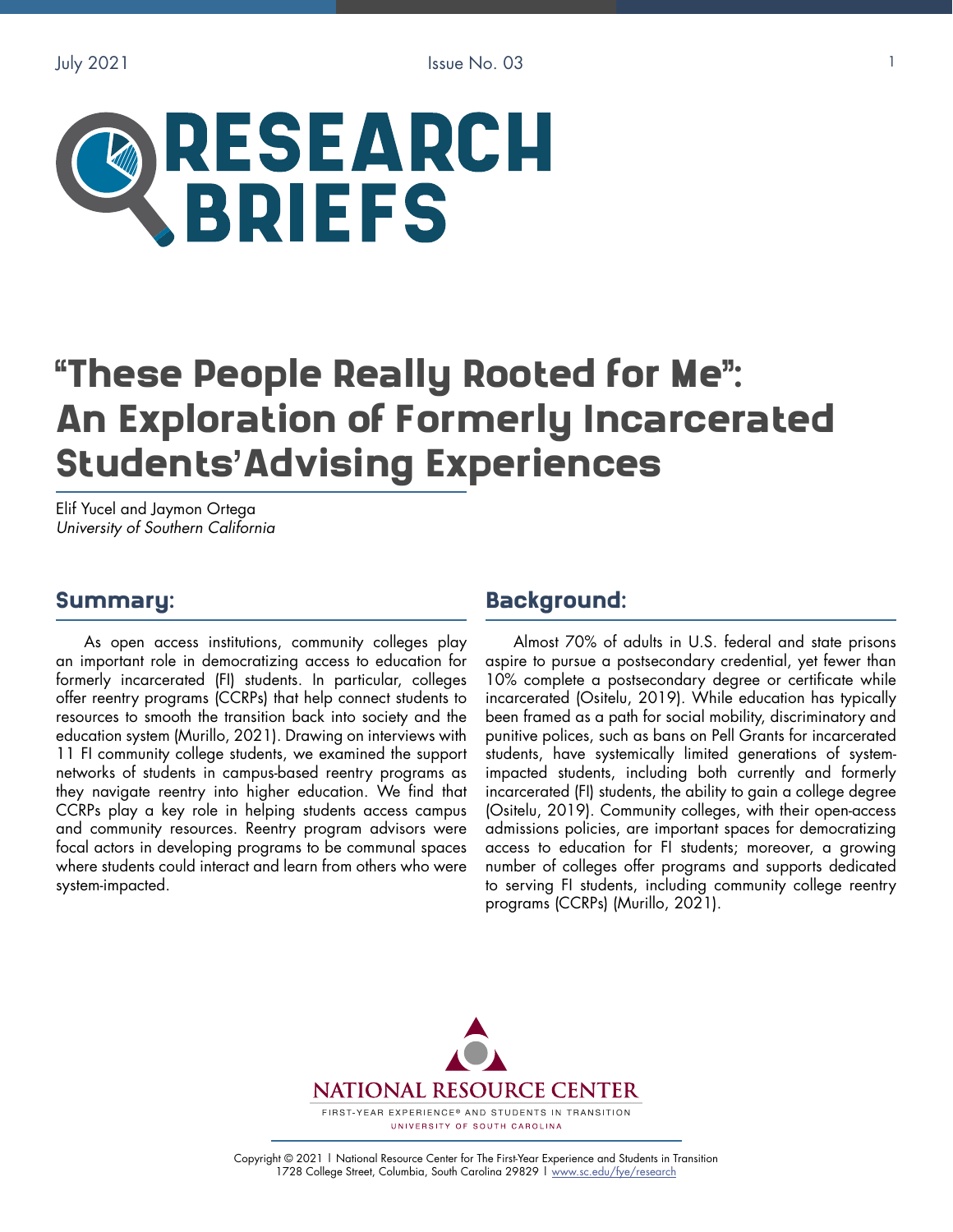# RESEARCH BRIEFS

# "These People Really Rooted for Me": An Exploration of Formerly Incarcerated Students' Advising Experiences

Elif Yucel and Jaymon Ortega
*University of Southern California*

## Summary:

As open access institutions, community colleges play an important role in democratizing access to education for formerly incarcerated (FI) students. In particular, colleges offer reentry programs (CCRPs) that help connect students to resources to smooth the transition back into society and the education system (Murillo, 2021). Drawing on interviews with 11 FI community college students, we examined the support networks of students in campus-based reentry programs as they navigate reentry into higher education. We find that CCRPs play a key role in helping students access campus and community resources. Reentry program advisors were focal actors in developing programs to be communal spaces where students could interact and learn from others who were system-impacted.

## Background:

Almost 70% of adults in U.S. federal and state prisons aspire to pursue a postsecondary credential, yet fewer than 10% complete a postsecondary degree or certificate while incarcerated (Ositelu, 2019). While education has typically been framed as a path for social mobility, discriminatory and punitive polices, such as bans on Pell Grants for incarcerated students, have systemically limited generations of system-impacted students, including both currently and formerly incarcerated (FI) students, the ability to gain a college degree (Ositelu, 2019). Community colleges, with their open-access admissions policies, are important spaces for democratizing access to education for FI students; moreover, a growing number of colleges offer programs and supports dedicated to serving FI students, including community college reentry programs (CCRPs) (Murillo, 2021).

NATIONAL RESOURCE CENTER
FIRST-YEAR EXPERIENCE® AND STUDENTS IN TRANSITION
UNIVERSITY OF SOUTH CAROLINA

Copyright © 2021 | National Resource Center for The First-Year Experience and Students in Transition
1728 College Street, Columbia, South Carolina 29829 | www.sc.edu/fye/research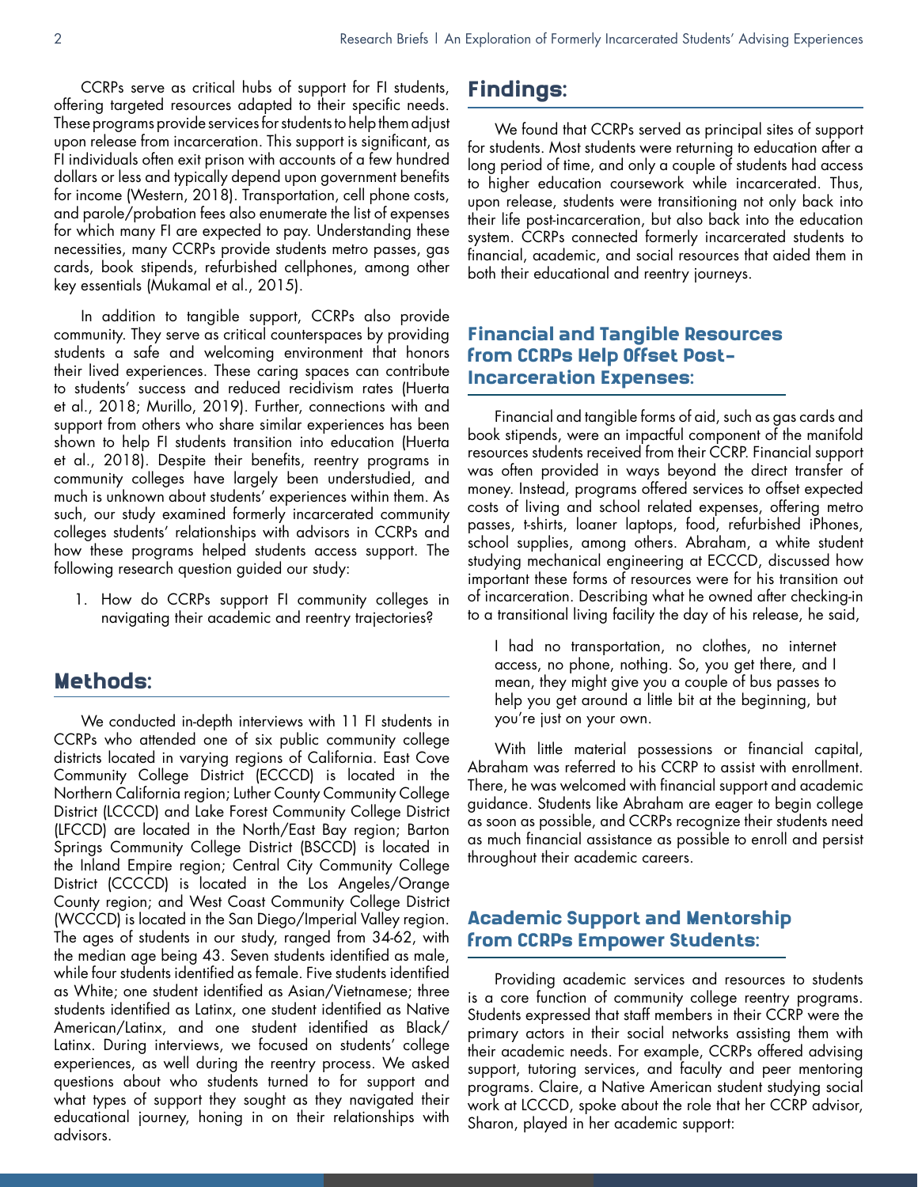CCRPs serve as critical hubs of support for FI students, offering targeted resources adapted to their specific needs. These programs provide services for students to help them adjust upon release from incarceration. This support is significant, as FI individuals often exit prison with accounts of a few hundred dollars or less and typically depend upon government benefits for income (Western, 2018). Transportation, cell phone costs, and parole/probation fees also enumerate the list of expenses for which many FI are expected to pay. Understanding these necessities, many CCRPs provide students metro passes, gas cards, book stipends, refurbished cellphones, among other key essentials (Mukamal et al., 2015).

In addition to tangible support, CCRPs also provide community. They serve as critical counterspaces by providing students a safe and welcoming environment that honors their lived experiences. These caring spaces can contribute to students' success and reduced recidivism rates (Huerta et al., 2018; Murillo, 2019). Further, connections with and support from others who share similar experiences has been shown to help FI students transition into education (Huerta et al., 2018). Despite their benefits, reentry programs in community colleges have largely been understudied, and much is unknown about students' experiences within them. As such, our study examined formerly incarcerated community colleges students' relationships with advisors in CCRPs and how these programs helped students access support. The following research question guided our study:

1. How do CCRPs support FI community colleges in navigating their academic and reentry trajectories?

## Methods:

We conducted in-depth interviews with 11 FI students in CCRPs who attended one of six public community college districts located in varying regions of California. East Cove Community College District (ECCCD) is located in the Northern California region; Luther County Community College District (LCCCD) and Lake Forest Community College District (LFCCD) are located in the North/East Bay region; Barton Springs Community College District (BSCCD) is located in the Inland Empire region; Central City Community College District (CCCCD) is located in the Los Angeles/Orange County region; and West Coast Community College District (WCCCD) is located in the San Diego/Imperial Valley region. The ages of students in our study, ranged from 34-62, with the median age being 43. Seven students identified as male, while four students identified as female. Five students identified as White; one student identified as Asian/Vietnamese; three students identified as Latinx, one student identified as Native American/Latinx, and one student identified as Black/Latinx. During interviews, we focused on students' college experiences, as well during the reentry process. We asked questions about who students turned to for support and what types of support they sought as they navigated their educational journey, honing in on their relationships with advisors.

## Findings:

We found that CCRPs served as principal sites of support for students. Most students were returning to education after a long period of time, and only a couple of students had access to higher education coursework while incarcerated. Thus, upon release, students were transitioning not only back into their life post-incarceration, but also back into the education system. CCRPs connected formerly incarcerated students to financial, academic, and social resources that aided them in both their educational and reentry journeys.

### Financial and Tangible Resources from CCRPs Help Offset Post-Incarceration Expenses:

Financial and tangible forms of aid, such as gas cards and book stipends, were an impactful component of the manifold resources students received from their CCRP. Financial support was often provided in ways beyond the direct transfer of money. Instead, programs offered services to offset expected costs of living and school related expenses, offering metro passes, t-shirts, loaner laptops, food, refurbished iPhones, school supplies, among others. Abraham, a white student studying mechanical engineering at ECCCD, discussed how important these forms of resources were for his transition out of incarceration. Describing what he owned after checking-in to a transitional living facility the day of his release, he said,

> I had no transportation, no clothes, no internet access, no phone, nothing. So, you get there, and I mean, they might give you a couple of bus passes to help you get around a little bit at the beginning, but you're just on your own.

With little material possessions or financial capital, Abraham was referred to his CCRP to assist with enrollment. There, he was welcomed with financial support and academic guidance. Students like Abraham are eager to begin college as soon as possible, and CCRPs recognize their students need as much financial assistance as possible to enroll and persist throughout their academic careers.

### Academic Support and Mentorship from CCRPs Empower Students:

Providing academic services and resources to students is a core function of community college reentry programs. Students expressed that staff members in their CCRP were the primary actors in their social networks assisting them with their academic needs. For example, CCRPs offered advising support, tutoring services, and faculty and peer mentoring programs. Claire, a Native American student studying social work at LCCCD, spoke about the role that her CCRP advisor, Sharon, played in her academic support: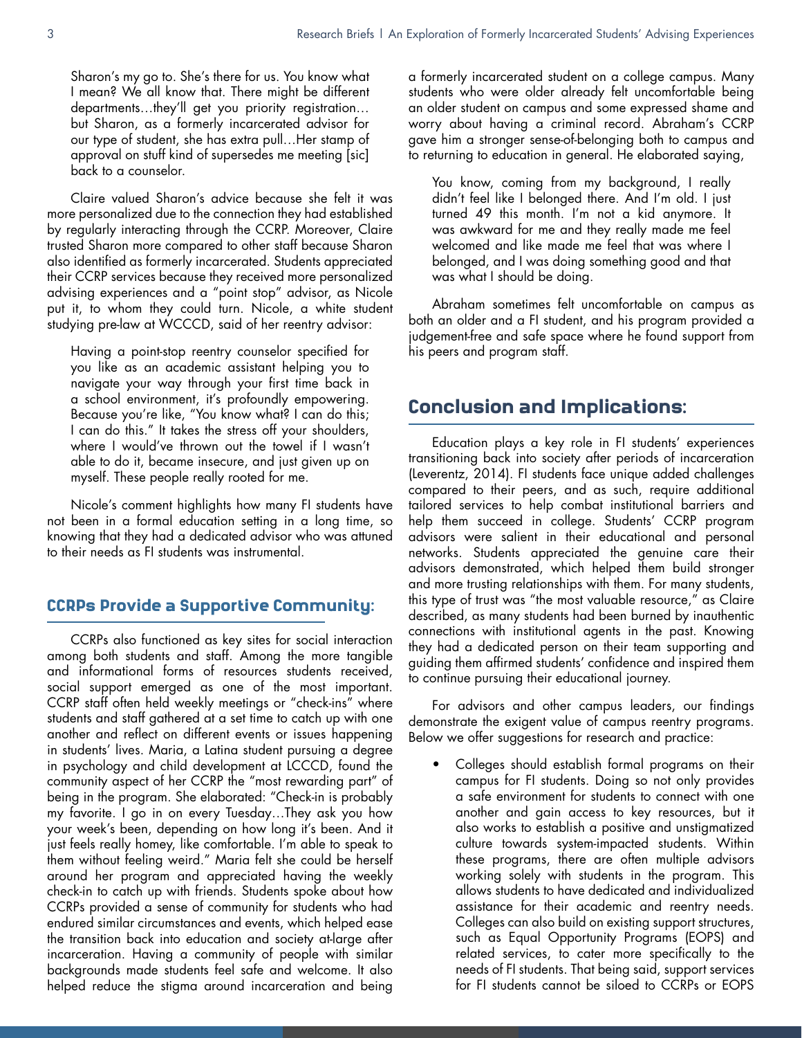> Sharon's my go to. She's there for us. You know what I mean? We all know that. There might be different departments…they'll get you priority registration… but Sharon, as a formerly incarcerated advisor for our type of student, she has extra pull…Her stamp of approval on stuff kind of supersedes me meeting [sic] back to a counselor.

Claire valued Sharon's advice because she felt it was more personalized due to the connection they had established by regularly interacting through the CCRP. Moreover, Claire trusted Sharon more compared to other staff because Sharon also identified as formerly incarcerated. Students appreciated their CCRP services because they received more personalized advising experiences and a "point stop" advisor, as Nicole put it, to whom they could turn. Nicole, a white student studying pre-law at WCCCD, said of her reentry advisor:

> Having a point-stop reentry counselor specified for you like as an academic assistant helping you to navigate your way through your first time back in a school environment, it's profoundly empowering. Because you're like, "You know what? I can do this; I can do this." It takes the stress off your shoulders, where I would've thrown out the towel if I wasn't able to do it, became insecure, and just given up on myself. These people really rooted for me.

Nicole's comment highlights how many FI students have not been in a formal education setting in a long time, so knowing that they had a dedicated advisor who was attuned to their needs as FI students was instrumental.

### CCRPs Provide a Supportive Community:

CCRPs also functioned as key sites for social interaction among both students and staff. Among the more tangible and informational forms of resources students received, social support emerged as one of the most important. CCRP staff often held weekly meetings or "check-ins" where students and staff gathered at a set time to catch up with one another and reflect on different events or issues happening in students' lives. Maria, a Latina student pursuing a degree in psychology and child development at LCCCD, found the community aspect of her CCRP the "most rewarding part" of being in the program. She elaborated: "Check-in is probably my favorite. I go in on every Tuesday…They ask you how your week's been, depending on how long it's been. And it just feels really homey, like comfortable. I'm able to speak to them without feeling weird." Maria felt she could be herself around her program and appreciated having the weekly check-in to catch up with friends. Students spoke about how CCRPs provided a sense of community for students who had endured similar circumstances and events, which helped ease the transition back into education and society at-large after incarceration. Having a community of people with similar backgrounds made students feel safe and welcome. It also helped reduce the stigma around incarceration and being a formerly incarcerated student on a college campus. Many students who were older already felt uncomfortable being an older student on campus and some expressed shame and worry about having a criminal record. Abraham's CCRP gave him a stronger sense-of-belonging both to campus and to returning to education in general. He elaborated saying,

> You know, coming from my background, I really didn't feel like I belonged there. And I'm old. I just turned 49 this month. I'm not a kid anymore. It was awkward for me and they really made me feel welcomed and like made me feel that was where I belonged, and I was doing something good and that was what I should be doing.

Abraham sometimes felt uncomfortable on campus as both an older and a FI student, and his program provided a judgement-free and safe space where he found support from his peers and program staff.

## Conclusion and Implications:

Education plays a key role in FI students' experiences transitioning back into society after periods of incarceration (Leverentz, 2014). FI students face unique added challenges compared to their peers, and as such, require additional tailored services to help combat institutional barriers and help them succeed in college. Students' CCRP program advisors were salient in their educational and personal networks. Students appreciated the genuine care their advisors demonstrated, which helped them build stronger and more trusting relationships with them. For many students, this type of trust was "the most valuable resource," as Claire described, as many students had been burned by inauthentic connections with institutional agents in the past. Knowing they had a dedicated person on their team supporting and guiding them affirmed students' confidence and inspired them to continue pursuing their educational journey.

For advisors and other campus leaders, our findings demonstrate the exigent value of campus reentry programs. Below we offer suggestions for research and practice:

- Colleges should establish formal programs on their campus for FI students. Doing so not only provides a safe environment for students to connect with one another and gain access to key resources, but it also works to establish a positive and unstigmatized culture towards system-impacted students. Within these programs, there are often multiple advisors working solely with students in the program. This allows students to have dedicated and individualized assistance for their academic and reentry needs. Colleges can also build on existing support structures, such as Equal Opportunity Programs (EOPS) and related services, to cater more specifically to the needs of FI students. That being said, support services for FI students cannot be siloed to CCRPs or EOPS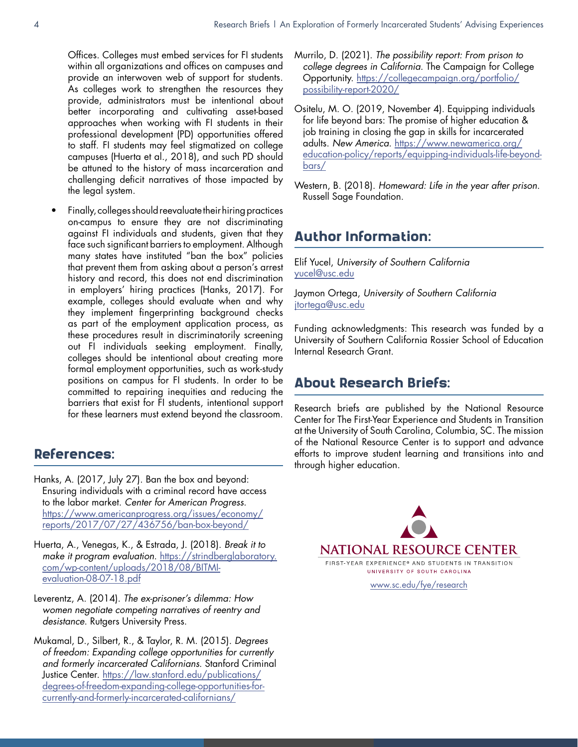Offices. Colleges must embed services for FI students within all organizations and offices on campuses and provide an interwoven web of support for students. As colleges work to strengthen the resources they provide, administrators must be intentional about better incorporating and cultivating asset-based approaches when working with FI students in their professional development (PD) opportunities offered to staff. FI students may feel stigmatized on college campuses (Huerta et al., 2018), and such PD should be attuned to the history of mass incarceration and challenging deficit narratives of those impacted by the legal system.

- Finally, colleges should reevaluate their hiring practices on-campus to ensure they are not discriminating against FI individuals and students, given that they face such significant barriers to employment. Although many states have instituted "ban the box" policies that prevent them from asking about a person's arrest history and record, this does not end discrimination in employers' hiring practices (Hanks, 2017). For example, colleges should evaluate when and why they implement fingerprinting background checks as part of the employment application process, as these procedures result in discriminatorily screening out FI individuals seeking employment. Finally, colleges should be intentional about creating more formal employment opportunities, such as work-study positions on campus for FI students. In order to be committed to repairing inequities and reducing the barriers that exist for FI students, intentional support for these learners must extend beyond the classroom.

## References:

Hanks, A. (2017, July 27). Ban the box and beyond: Ensuring individuals with a criminal record have access to the labor market. *Center for American Progress*. https://www.americanprogress.org/issues/economy/reports/2017/07/27/436756/ban-box-beyond/

Huerta, A., Venegas, K., & Estrada, J. (2018). *Break it to make it program evaluation*. https://strindberglaboratory.com/wp-content/uploads/2018/08/BITMI-evaluation-08-07-18.pdf

Leverentz, A. (2014). *The ex-prisoner's dilemma: How women negotiate competing narratives of reentry and desistance*. Rutgers University Press.

Mukamal, D., Silbert, R., & Taylor, R. M. (2015). *Degrees of freedom: Expanding college opportunities for currently and formerly incarcerated Californians*. Stanford Criminal Justice Center. https://law.stanford.edu/publications/degrees-of-freedom-expanding-college-opportunities-for-currently-and-formerly-incarcerated-californians/

Murrilo, D. (2021). *The possibility report: From prison to college degrees in California*. The Campaign for College Opportunity. https://collegecampaign.org/portfolio/possibility-report-2020/

Ositelu, M. O. (2019, November 4). Equipping individuals for life beyond bars: The promise of higher education & job training in closing the gap in skills for incarcerated adults. *New America*. https://www.newamerica.org/education-policy/reports/equipping-individuals-life-beyond-bars/

Western, B. (2018). *Homeward: Life in the year after prison*. Russell Sage Foundation.

## Author Information:

Elif Yucel, *University of Southern California*
yucel@usc.edu

Jaymon Ortega, *University of Southern California*
jtortega@usc.edu

Funding acknowledgments: This research was funded by a University of Southern California Rossier School of Education Internal Research Grant.

## About Research Briefs:

Research briefs are published by the National Resource Center for The First-Year Experience and Students in Transition at the University of South Carolina, Columbia, SC. The mission of the National Resource Center is to support and advance efforts to improve student learning and transitions into and through higher education.

NATIONAL RESOURCE CENTER
FIRST-YEAR EXPERIENCE® AND STUDENTS IN TRANSITION
UNIVERSITY OF SOUTH CAROLINA

www.sc.edu/fye/research